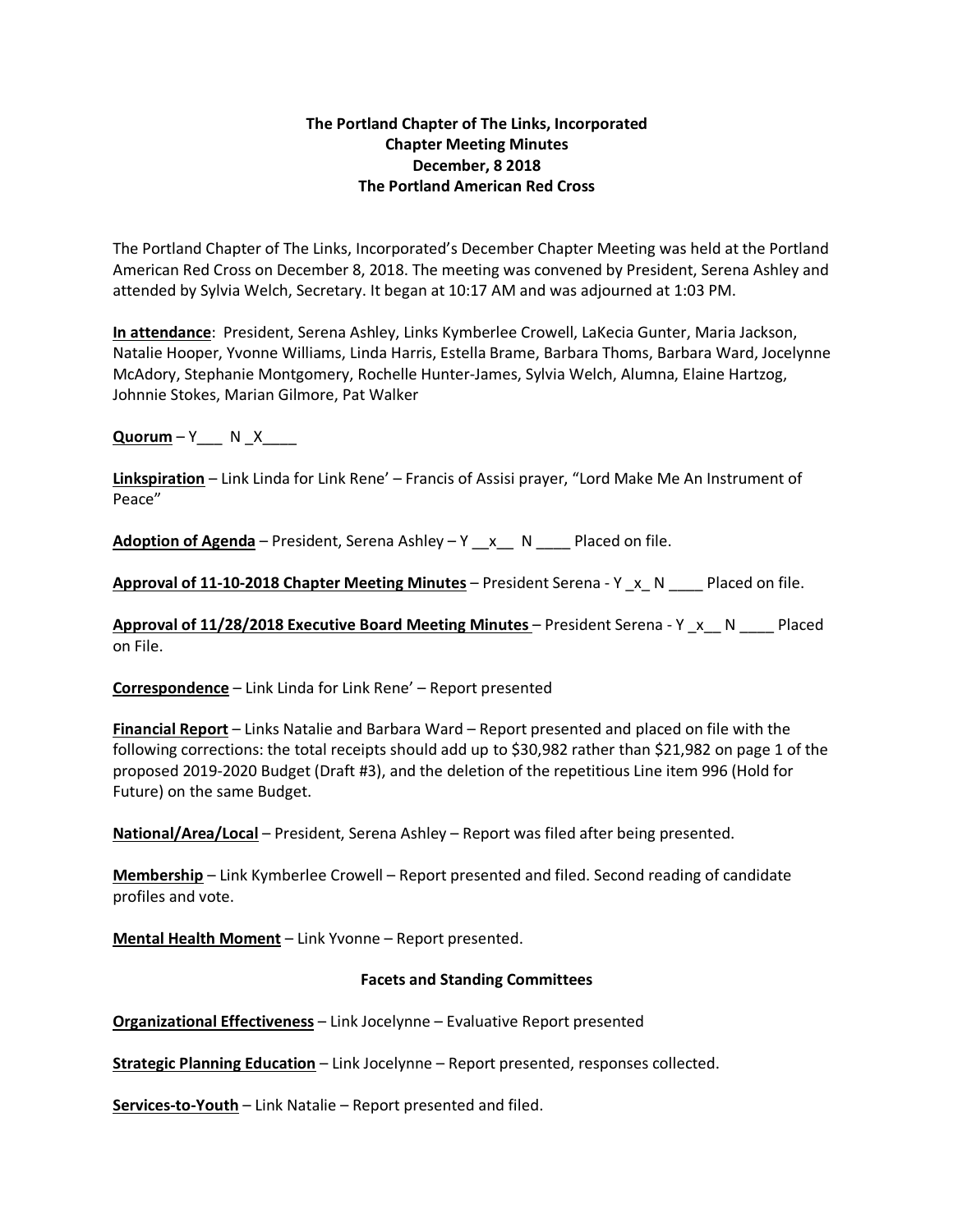**The Portland Chapter of The Links, Incorporated**
**Chapter Meeting Minutes**
**December, 8 2018**
**The Portland American Red Cross**

The Portland Chapter of The Links, Incorporated's December Chapter Meeting was held at the Portland American Red Cross on December 8, 2018. The meeting was convened by President, Serena Ashley and attended by Sylvia Welch, Secretary. It began at 10:17 AM and was adjourned at 1:03 PM.

**In attendance**: President, Serena Ashley, Links Kymberlee Crowell, LaKecia Gunter, Maria Jackson, Natalie Hooper, Yvonne Williams, Linda Harris, Estella Brame, Barbara Thoms, Barbara Ward, Jocelynne McAdory, Stephanie Montgomery, Rochelle Hunter-James, Sylvia Welch, Alumna, Elaine Hartzog, Johnnie Stokes, Marian Gilmore, Pat Walker

**Quorum** – Y___ N _X____

**Linkspiration** – Link Linda for Link Rene' – Francis of Assisi prayer, "Lord Make Me An Instrument of Peace"

**Adoption of Agenda** – President, Serena Ashley – Y __x__ N ____ Placed on file.

**Approval of 11-10-2018 Chapter Meeting Minutes** – President Serena - Y _x_ N ____ Placed on file.

**Approval of 11/28/2018 Executive Board Meeting Minutes** – President Serena - Y _x__ N ____ Placed on File.

**Correspondence** – Link Linda for Link Rene' – Report presented

**Financial Report** – Links Natalie and Barbara Ward – Report presented and placed on file with the following corrections: the total receipts should add up to $30,982 rather than $21,982 on page 1 of the proposed 2019-2020 Budget (Draft #3), and the deletion of the repetitious Line item 996 (Hold for Future) on the same Budget.

**National/Area/Local** – President, Serena Ashley – Report was filed after being presented.

**Membership** – Link Kymberlee Crowell – Report presented and filed. Second reading of candidate profiles and vote.

**Mental Health Moment** – Link Yvonne – Report presented.

**Facets and Standing Committees**

**Organizational Effectiveness** – Link Jocelynne – Evaluative Report presented

**Strategic Planning Education** – Link Jocelynne – Report presented, responses collected.

**Services-to-Youth** – Link Natalie – Report presented and filed.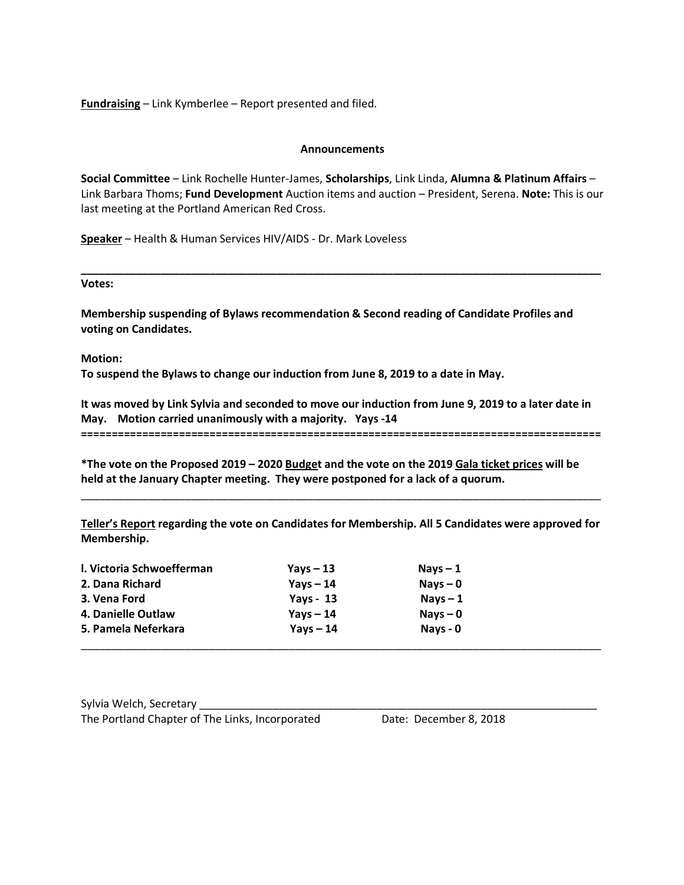**Fundraising** – Link Kymberlee – Report presented and filed.

**Announcements**

**Social Committee** – Link Rochelle Hunter-James, **Scholarships**, Link Linda, **Alumna & Platinum Affairs** – Link Barbara Thoms; **Fund Development** Auction items and auction – President, Serena. **Note:** This is our last meeting at the Portland American Red Cross.

**Speaker** – Health & Human Services HIV/AIDS - Dr. Mark Loveless

---

**Votes:**

**Membership suspending of Bylaws recommendation & Second reading of Candidate Profiles and voting on Candidates.**

**Motion:**
**To suspend the Bylaws to change our induction from June 8, 2019 to a date in May.**

**It was moved by Link Sylvia and seconded to move our induction from June 9, 2019 to a later date in May. Motion carried unanimously with a majority. Yays -14**

**=====================================================================================**

**\*The vote on the Proposed 2019 – 2020 Budget and the vote on the 2019 Gala ticket prices will be held at the January Chapter meeting. They were postponed for a lack of a quorum.**

---

**Teller's Report regarding the vote on Candidates for Membership. All 5 Candidates were approved for Membership.**

| | | |
|---|---|---|
| **l. Victoria Schwoefferman** | **Yays – 13** | **Nays – 1** |
| **2. Dana Richard** | **Yays – 14** | **Nays – 0** |
| **3. Vena Ford** | **Yays - 13** | **Nays – 1** |
| **4. Danielle Outlaw** | **Yays – 14** | **Nays – 0** |
| **5. Pamela Neferkara** | **Yays – 14** | **Nays - 0** |

---

Sylvia Welch, Secretary ____________________________________________
The Portland Chapter of The Links, Incorporated Date: December 8, 2018